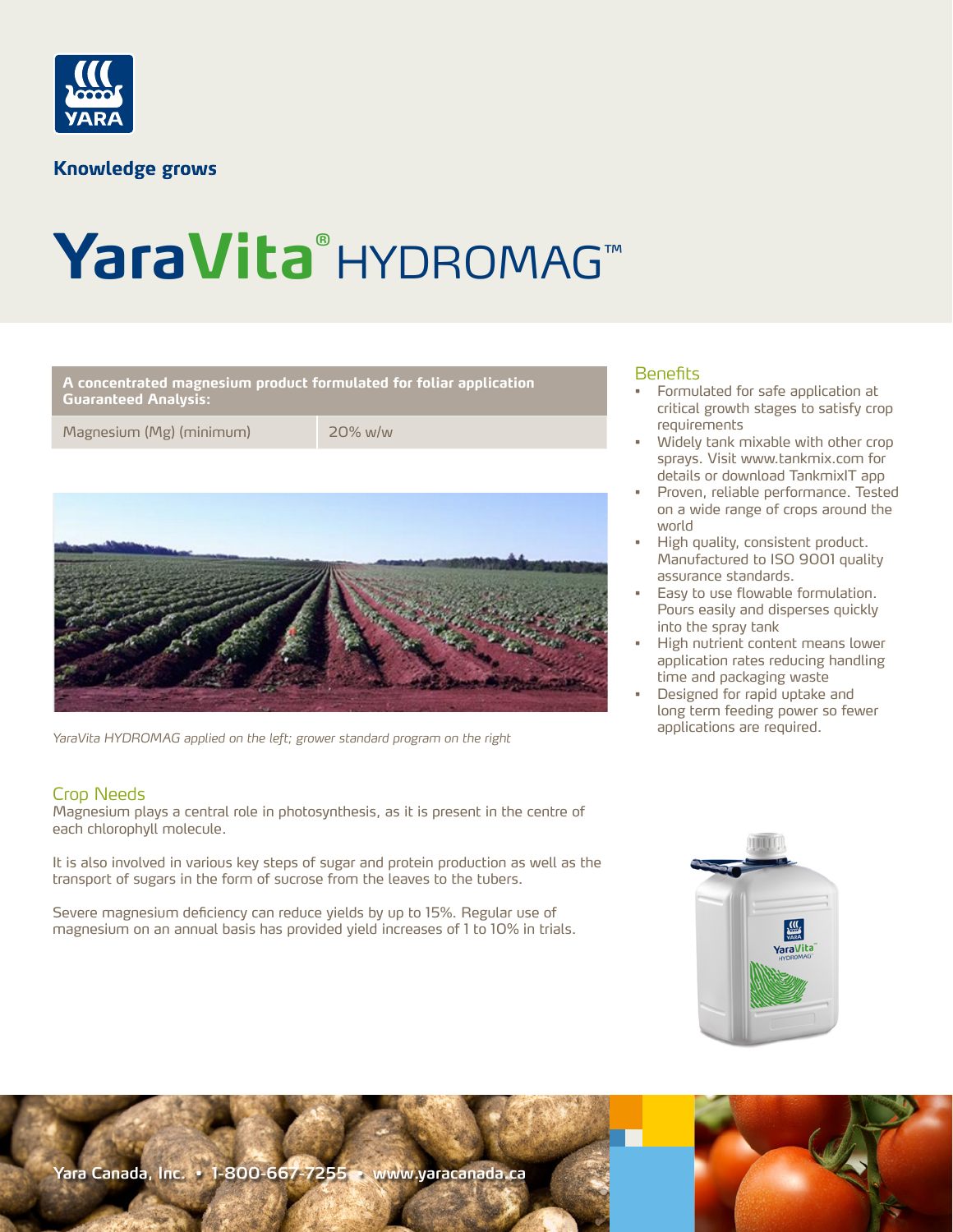Knowledge grows

# YaraVita® HYDROMAG™

| A concentrated magnesium product formulated for foliar application Guaranteed Analysis: | |
|---|---|
| Magnesium (Mg) (minimum) | 20% w/w |

*YaraVita HYDROMAG applied on the left; grower standard program on the right*

## Crop Needs

Magnesium plays a central role in photosynthesis, as it is present in the centre of each chlorophyll molecule.

It is also involved in various key steps of sugar and protein production as well as the transport of sugars in the form of sucrose from the leaves to the tubers.

Severe magnesium deficiency can reduce yields by up to 15%. Regular use of magnesium on an annual basis has provided yield increases of 1 to 10% in trials.

## Benefits

- Formulated for safe application at critical growth stages to satisfy crop requirements
- Widely tank mixable with other crop sprays. Visit www.tankmix.com for details or download TankmixIT app
- Proven, reliable performance. Tested on a wide range of crops around the world
- High quality, consistent product. Manufactured to ISO 9001 quality assurance standards.
- Easy to use flowable formulation. Pours easily and disperses quickly into the spray tank
- High nutrient content means lower application rates reducing handling time and packaging waste
- Designed for rapid uptake and long term feeding power so fewer applications are required.

Yara Canada, Inc. • 1-800-667-7255 • www.yaracanada.ca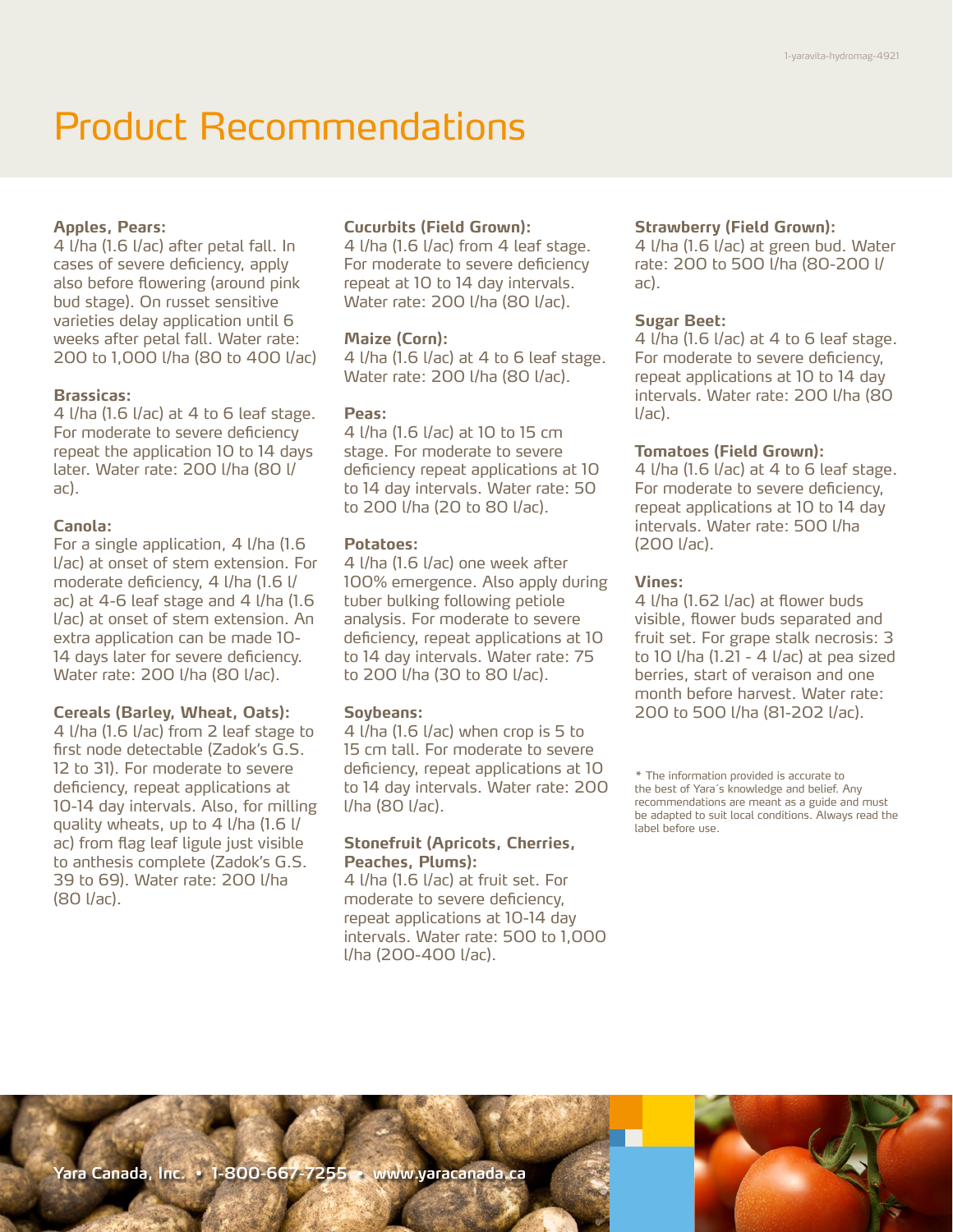# Product Recommendations

**Apples, Pears:**
4 l/ha (1.6 l/ac) after petal fall. In cases of severe deficiency, apply also before flowering (around pink bud stage). On russet sensitive varieties delay application until 6 weeks after petal fall. Water rate: 200 to 1,000 l/ha (80 to 400 l/ac)

**Brassicas:**
4 l/ha (1.6 l/ac) at 4 to 6 leaf stage. For moderate to severe deficiency repeat the application 10 to 14 days later. Water rate: 200 l/ha (80 l/ac).

**Canola:**
For a single application, 4 l/ha (1.6 l/ac) at onset of stem extension. For moderate deficiency, 4 l/ha (1.6 l/ac) at 4-6 leaf stage and 4 l/ha (1.6 l/ac) at onset of stem extension. An extra application can be made 10-14 days later for severe deficiency. Water rate: 200 l/ha (80 l/ac).

**Cereals (Barley, Wheat, Oats):**
4 l/ha (1.6 l/ac) from 2 leaf stage to first node detectable (Zadok's G.S. 12 to 31). For moderate to severe deficiency, repeat applications at 10-14 day intervals. Also, for milling quality wheats, up to 4 l/ha (1.6 l/ac) from flag leaf ligule just visible to anthesis complete (Zadok's G.S. 39 to 69). Water rate: 200 l/ha (80 l/ac).

**Cucurbits (Field Grown):**
4 l/ha (1.6 l/ac) from 4 leaf stage. For moderate to severe deficiency repeat at 10 to 14 day intervals. Water rate: 200 l/ha (80 l/ac).

**Maize (Corn):**
4 l/ha (1.6 l/ac) at 4 to 6 leaf stage. Water rate: 200 l/ha (80 l/ac).

**Peas:**
4 l/ha (1.6 l/ac) at 10 to 15 cm stage. For moderate to severe deficiency repeat applications at 10 to 14 day intervals. Water rate: 50 to 200 l/ha (20 to 80 l/ac).

**Potatoes:**
4 l/ha (1.6 l/ac) one week after 100% emergence. Also apply during tuber bulking following petiole analysis. For moderate to severe deficiency, repeat applications at 10 to 14 day intervals. Water rate: 75 to 200 l/ha (30 to 80 l/ac).

**Soybeans:**
4 l/ha (1.6 l/ac) when crop is 5 to 15 cm tall. For moderate to severe deficiency, repeat applications at 10 to 14 day intervals. Water rate: 200 l/ha (80 l/ac).

**Stonefruit (Apricots, Cherries, Peaches, Plums):**
4 l/ha (1.6 l/ac) at fruit set. For moderate to severe deficiency, repeat applications at 10-14 day intervals. Water rate: 500 to 1,000 l/ha (200-400 l/ac).

**Strawberry (Field Grown):**
4 l/ha (1.6 l/ac) at green bud. Water rate: 200 to 500 l/ha (80-200 l/ac).

**Sugar Beet:**
4 l/ha (1.6 l/ac) at 4 to 6 leaf stage. For moderate to severe deficiency, repeat applications at 10 to 14 day intervals. Water rate: 200 l/ha (80 l/ac).

**Tomatoes (Field Grown):**
4 l/ha (1.6 l/ac) at 4 to 6 leaf stage. For moderate to severe deficiency, repeat applications at 10 to 14 day intervals. Water rate: 500 l/ha (200 l/ac).

**Vines:**
4 l/ha (1.62 l/ac) at flower buds visible, flower buds separated and fruit set. For grape stalk necrosis: 3 to 10 l/ha (1.21 - 4 l/ac) at pea sized berries, start of veraison and one month before harvest. Water rate: 200 to 500 l/ha (81-202 l/ac).

* The information provided is accurate to the best of Yara´s knowledge and belief. Any recommendations are meant as a guide and must be adapted to suit local conditions. Always read the label before use.

Yara Canada, Inc. • 1-800-667-7255 • www.yaracanada.ca